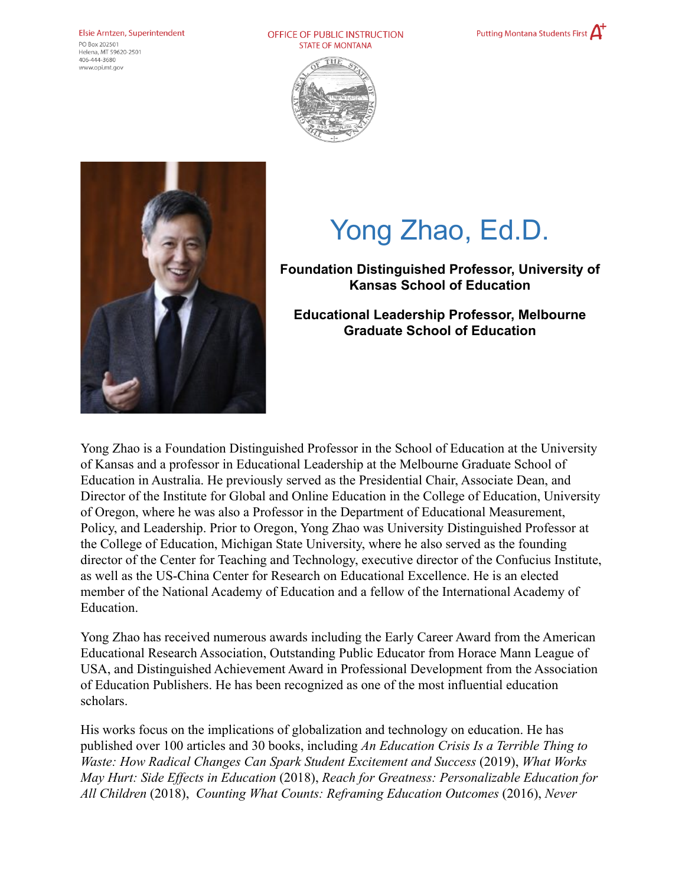Elsie Arntzen, Superintendent
PO Box 202501
Helena, MT 59620-2501
406-444-3680
www.opi.mt.gov

OFFICE OF PUBLIC INSTRUCTION
STATE OF MONTANA

Putting Montana Students First

# Yong Zhao, Ed.D.

**Foundation Distinguished Professor, University of Kansas School of Education**

**Educational Leadership Professor, Melbourne Graduate School of Education**

Yong Zhao is a Foundation Distinguished Professor in the School of Education at the University of Kansas and a professor in Educational Leadership at the Melbourne Graduate School of Education in Australia. He previously served as the Presidential Chair, Associate Dean, and Director of the Institute for Global and Online Education in the College of Education, University of Oregon, where he was also a Professor in the Department of Educational Measurement, Policy, and Leadership. Prior to Oregon, Yong Zhao was University Distinguished Professor at the College of Education, Michigan State University, where he also served as the founding director of the Center for Teaching and Technology, executive director of the Confucius Institute, as well as the US-China Center for Research on Educational Excellence. He is an elected member of the National Academy of Education and a fellow of the International Academy of Education.

Yong Zhao has received numerous awards including the Early Career Award from the American Educational Research Association, Outstanding Public Educator from Horace Mann League of USA, and Distinguished Achievement Award in Professional Development from the Association of Education Publishers. He has been recognized as one of the most influential education scholars.

His works focus on the implications of globalization and technology on education. He has published over 100 articles and 30 books, including *An Education Crisis Is a Terrible Thing to Waste: How Radical Changes Can Spark Student Excitement and Success* (2019), *What Works May Hurt: Side Effects in Education* (2018), *Reach for Greatness: Personalizable Education for All Children* (2018), *Counting What Counts: Reframing Education Outcomes* (2016), *Never*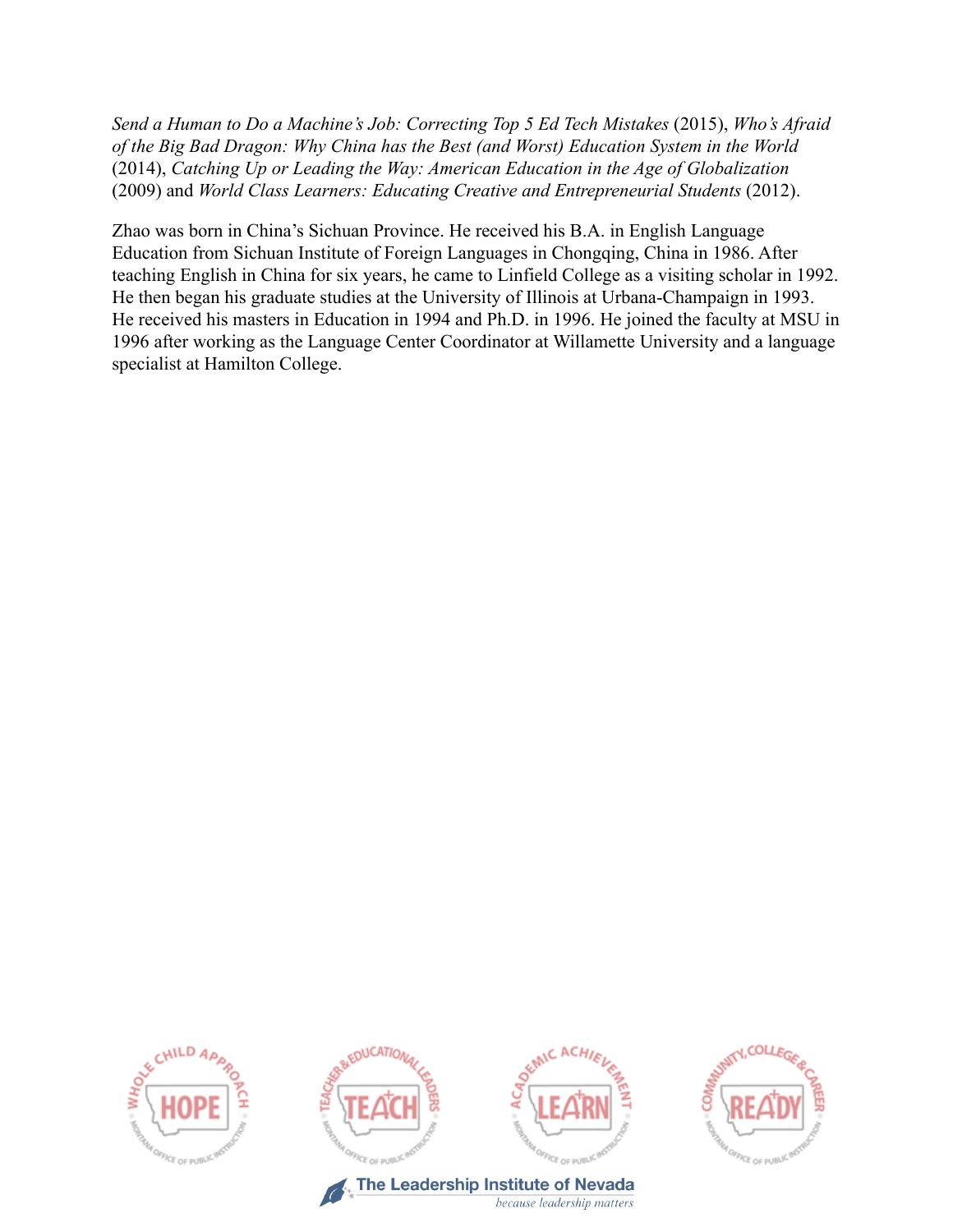*Send a Human to Do a Machine's Job: Correcting Top 5 Ed Tech Mistakes* (2015), *Who's Afraid of the Big Bad Dragon: Why China has the Best (and Worst) Education System in the World* (2014), *Catching Up or Leading the Way: American Education in the Age of Globalization* (2009) and *World Class Learners: Educating Creative and Entrepreneurial Students* (2012).

Zhao was born in China's Sichuan Province. He received his B.A. in English Language Education from Sichuan Institute of Foreign Languages in Chongqing, China in 1986. After teaching English in China for six years, he came to Linfield College as a visiting scholar in 1992. He then began his graduate studies at the University of Illinois at Urbana-Champaign in 1993. He received his masters in Education in 1994 and Ph.D. in 1996. He joined the faculty at MSU in 1996 after working as the Language Center Coordinator at Willamette University and a language specialist at Hamilton College.